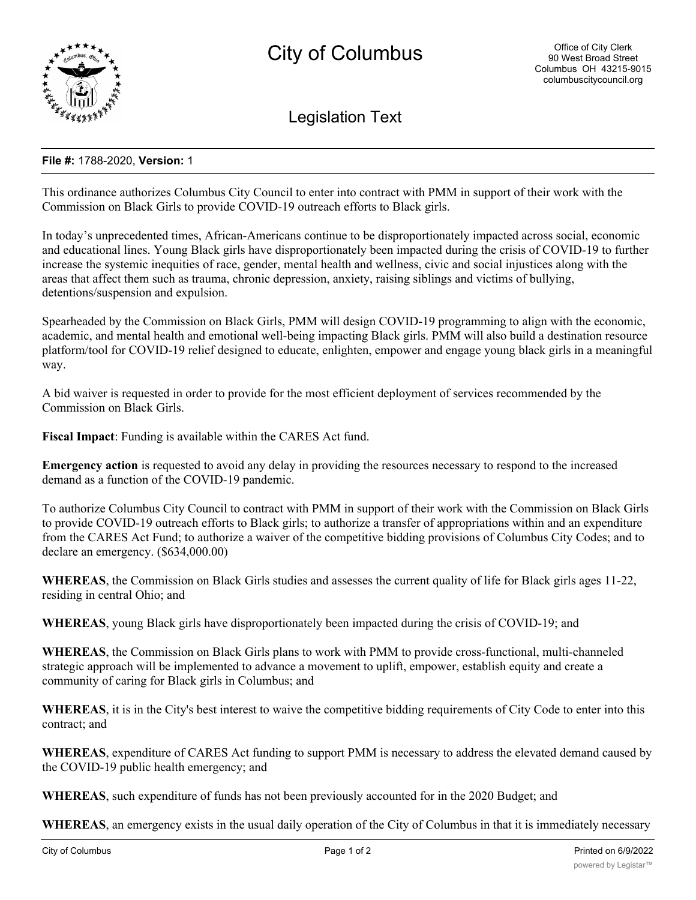# City of Columbus

Office of City Clerk
90 West Broad Street
Columbus OH 43215-9015
columbuscitycouncil.org

## Legislation Text

**File #:** 1788-2020, **Version:** 1

This ordinance authorizes Columbus City Council to enter into contract with PMM in support of their work with the Commission on Black Girls to provide COVID-19 outreach efforts to Black girls.

In today's unprecedented times, African-Americans continue to be disproportionately impacted across social, economic and educational lines. Young Black girls have disproportionately been impacted during the crisis of COVID-19 to further increase the systemic inequities of race, gender, mental health and wellness, civic and social injustices along with the areas that affect them such as trauma, chronic depression, anxiety, raising siblings and victims of bullying, detentions/suspension and expulsion.

Spearheaded by the Commission on Black Girls, PMM will design COVID-19 programming to align with the economic, academic, and mental health and emotional well-being impacting Black girls. PMM will also build a destination resource platform/tool for COVID-19 relief designed to educate, enlighten, empower and engage young black girls in a meaningful way.

A bid waiver is requested in order to provide for the most efficient deployment of services recommended by the Commission on Black Girls.

**Fiscal Impact**: Funding is available within the CARES Act fund.

**Emergency action** is requested to avoid any delay in providing the resources necessary to respond to the increased demand as a function of the COVID-19 pandemic.

To authorize Columbus City Council to contract with PMM in support of their work with the Commission on Black Girls to provide COVID-19 outreach efforts to Black girls; to authorize a transfer of appropriations within and an expenditure from the CARES Act Fund; to authorize a waiver of the competitive bidding provisions of Columbus City Codes; and to declare an emergency. ($634,000.00)

**WHEREAS**, the Commission on Black Girls studies and assesses the current quality of life for Black girls ages 11-22, residing in central Ohio; and

**WHEREAS**, young Black girls have disproportionately been impacted during the crisis of COVID-19; and

**WHEREAS**, the Commission on Black Girls plans to work with PMM to provide cross-functional, multi-channeled strategic approach will be implemented to advance a movement to uplift, empower, establish equity and create a community of caring for Black girls in Columbus; and

**WHEREAS**, it is in the City's best interest to waive the competitive bidding requirements of City Code to enter into this contract; and

**WHEREAS**, expenditure of CARES Act funding to support PMM is necessary to address the elevated demand caused by the COVID-19 public health emergency; and

**WHEREAS**, such expenditure of funds has not been previously accounted for in the 2020 Budget; and

**WHEREAS**, an emergency exists in the usual daily operation of the City of Columbus in that it is immediately necessary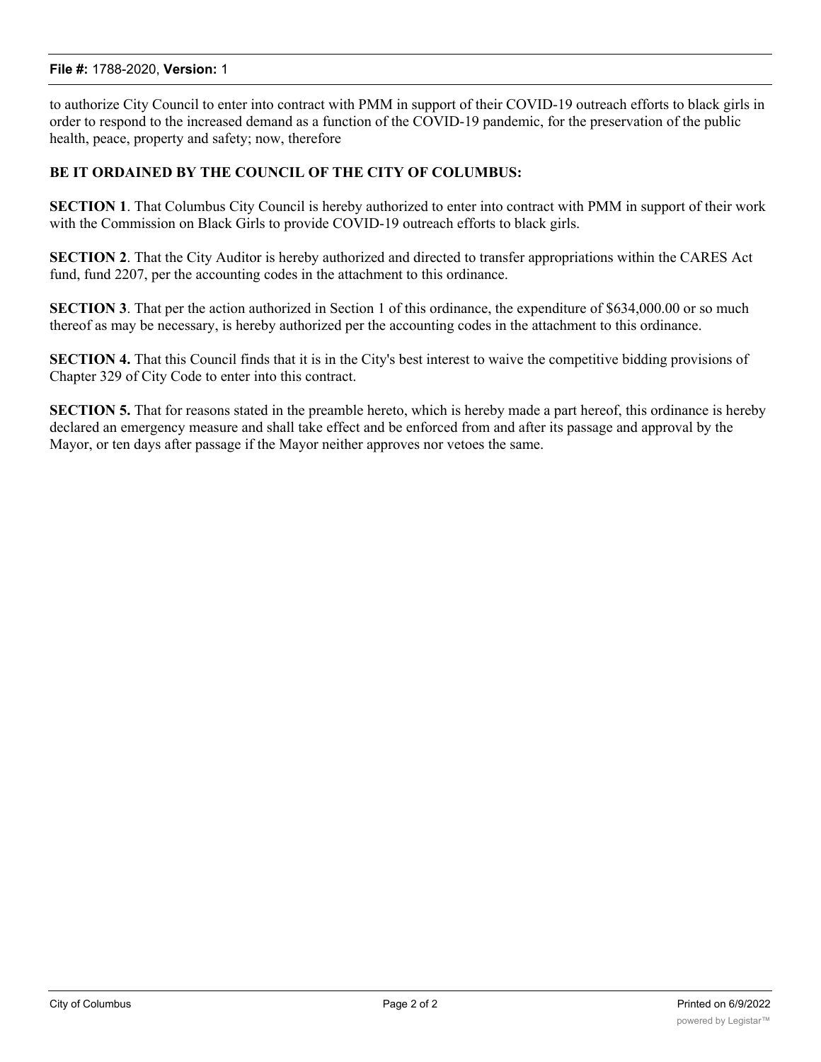to authorize City Council to enter into contract with PMM in support of their COVID-19 outreach efforts to black girls in order to respond to the increased demand as a function of the COVID-19 pandemic, for the preservation of the public health, peace, property and safety; now, therefore

**BE IT ORDAINED BY THE COUNCIL OF THE CITY OF COLUMBUS:**

**SECTION 1**. That Columbus City Council is hereby authorized to enter into contract with PMM in support of their work with the Commission on Black Girls to provide COVID-19 outreach efforts to black girls.

**SECTION 2**. That the City Auditor is hereby authorized and directed to transfer appropriations within the CARES Act fund, fund 2207, per the accounting codes in the attachment to this ordinance.

**SECTION 3**. That per the action authorized in Section 1 of this ordinance, the expenditure of $634,000.00 or so much thereof as may be necessary, is hereby authorized per the accounting codes in the attachment to this ordinance.

**SECTION 4.** That this Council finds that it is in the City's best interest to waive the competitive bidding provisions of Chapter 329 of City Code to enter into this contract.

**SECTION 5.** That for reasons stated in the preamble hereto, which is hereby made a part hereof, this ordinance is hereby declared an emergency measure and shall take effect and be enforced from and after its passage and approval by the Mayor, or ten days after passage if the Mayor neither approves nor vetoes the same.